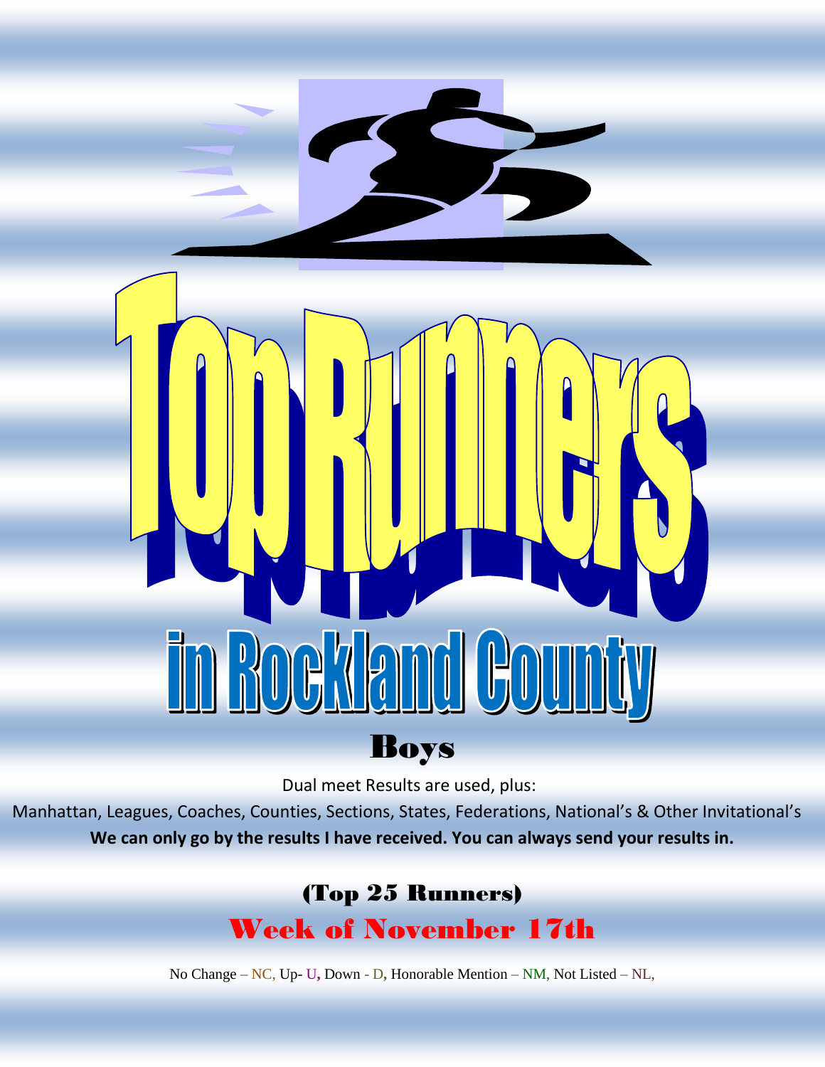# Top Runners

## in Rockland County

## Boys

Dual meet Results are used, plus:

Manhattan, Leagues, Coaches, Counties, Sections, States, Federations, National's & Other Invitational's

**We can only go by the results I have received. You can always send your results in.**

### (Top 25 Runners)

### Week of November 17th

No Change – NC, Up- U, Down - D, Honorable Mention – NM, Not Listed – NL,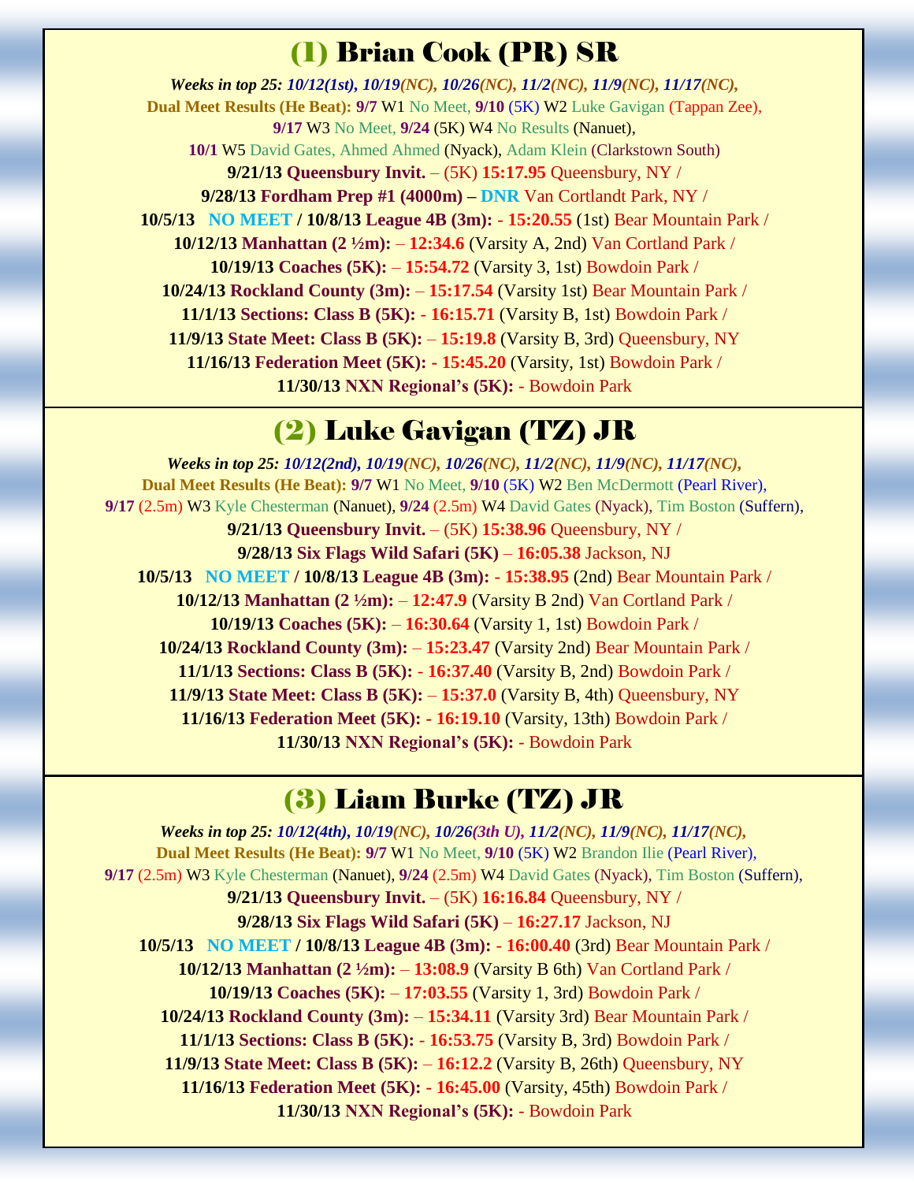## (1) Brian Cook (PR) SR

***Weeks in top 25:*** *10/12(1st), 10/19(NC), 10/26(NC), 11/2(NC), 11/9(NC), 11/17(NC),*

**Dual Meet Results (He Beat): 9/7** W1 No Meet, **9/10** (5K) W2 Luke Gavigan (Tappan Zee),

**9/17** W3 No Meet, **9/24** (5K) W4 No Results (Nanuet),

**10/1** W5 David Gates, Ahmed Ahmed (Nyack), Adam Klein (Clarkstown South)

**9/21/13 Queensbury Invit.** – (5K) **15:17.95** Queensbury, NY /

**9/28/13 Fordham Prep #1 (4000m) – DNR** Van Cortlandt Park, NY /

**10/5/13 NO MEET / 10/8/13 League 4B (3m): - 15:20.55** (1st) Bear Mountain Park /

**10/12/13 Manhattan (2 ½m):** – **12:34.6** (Varsity A, 2nd) Van Cortland Park /

**10/19/13 Coaches (5K):** – **15:54.72** (Varsity 3, 1st) Bowdoin Park /

**10/24/13 Rockland County (3m):** – **15:17.54** (Varsity 1st) Bear Mountain Park /

**11/1/13 Sections: Class B (5K): - 16:15.71** (Varsity B, 1st) Bowdoin Park /

**11/9/13 State Meet: Class B (5K):** – **15:19.8** (Varsity B, 3rd) Queensbury, NY

**11/16/13 Federation Meet (5K): - 15:45.20** (Varsity, 1st) Bowdoin Park /

**11/30/13 NXN Regional's (5K):** - Bowdoin Park

## (2) Luke Gavigan (TZ) JR

***Weeks in top 25:*** *10/12(2nd), 10/19(NC), 10/26(NC), 11/2(NC), 11/9(NC), 11/17(NC),*

**Dual Meet Results (He Beat): 9/7** W1 No Meet, **9/10** (5K) W2 Ben McDermott (Pearl River),

**9/17** (2.5m) W3 Kyle Chesterman (Nanuet), **9/24** (2.5m) W4 David Gates (Nyack), Tim Boston (Suffern),

**9/21/13 Queensbury Invit.** – (5K) **15:38.96** Queensbury, NY /

**9/28/13 Six Flags Wild Safari (5K)** – **16:05.38** Jackson, NJ

**10/5/13 NO MEET / 10/8/13 League 4B (3m): - 15:38.95** (2nd) Bear Mountain Park /

**10/12/13 Manhattan (2 ½m):** – **12:47.9** (Varsity B 2nd) Van Cortland Park /

**10/19/13 Coaches (5K):** – **16:30.64** (Varsity 1, 1st) Bowdoin Park /

**10/24/13 Rockland County (3m):** – **15:23.47** (Varsity 2nd) Bear Mountain Park /

**11/1/13 Sections: Class B (5K): - 16:37.40** (Varsity B, 2nd) Bowdoin Park /

**11/9/13 State Meet: Class B (5K):** – **15:37.0** (Varsity B, 4th) Queensbury, NY

**11/16/13 Federation Meet (5K): - 16:19.10** (Varsity, 13th) Bowdoin Park /

**11/30/13 NXN Regional's (5K):** - Bowdoin Park

## (3) Liam Burke (TZ) JR

***Weeks in top 25:*** *10/12(4th), 10/19(NC), 10/26(3th U), 11/2(NC), 11/9(NC), 11/17(NC),*

**Dual Meet Results (He Beat): 9/7** W1 No Meet, **9/10** (5K) W2 Brandon Ilie (Pearl River),

**9/17** (2.5m) W3 Kyle Chesterman (Nanuet), **9/24** (2.5m) W4 David Gates (Nyack), Tim Boston (Suffern),

**9/21/13 Queensbury Invit.** – (5K) **16:16.84** Queensbury, NY /

**9/28/13 Six Flags Wild Safari (5K)** – **16:27.17** Jackson, NJ

**10/5/13 NO MEET / 10/8/13 League 4B (3m): - 16:00.40** (3rd) Bear Mountain Park /

**10/12/13 Manhattan (2 ½m):** – **13:08.9** (Varsity B 6th) Van Cortland Park /

**10/19/13 Coaches (5K):** – **17:03.55** (Varsity 1, 3rd) Bowdoin Park /

**10/24/13 Rockland County (3m):** – **15:34.11** (Varsity 3rd) Bear Mountain Park /

**11/1/13 Sections: Class B (5K): - 16:53.75** (Varsity B, 3rd) Bowdoin Park /

**11/9/13 State Meet: Class B (5K):** – **16:12.2** (Varsity B, 26th) Queensbury, NY

**11/16/13 Federation Meet (5K): - 16:45.00** (Varsity, 45th) Bowdoin Park /

**11/30/13 NXN Regional's (5K):** - Bowdoin Park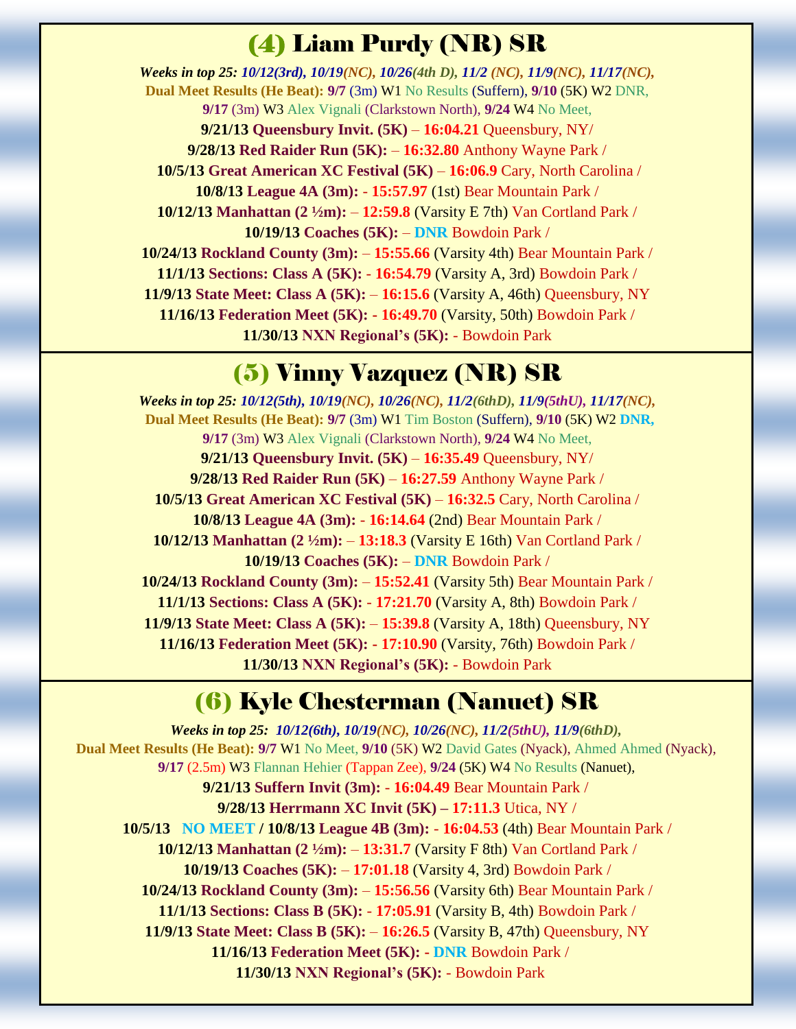## (4) Liam Purdy (NR) SR

***Weeks in top 25:*** *10/12(3rd), 10/19(NC), 10/26(4th D), 11/2 (NC), 11/9(NC), 11/17(NC),*

**Dual Meet Results (He Beat):** **9/7** (3m) W1 No Results (Suffern), **9/10** (5K) W2 DNR, **9/17** (3m) W3 Alex Vignali (Clarkstown North), **9/24** W4 No Meet,

**9/21/13 Queensbury Invit. (5K)** – **16:04.21** Queensbury, NY/

**9/28/13 Red Raider Run (5K):** – **16:32.80** Anthony Wayne Park /

**10/5/13 Great American XC Festival (5K)** – **16:06.9** Cary, North Carolina /

**10/8/13 League 4A (3m):** - **15:57.97** (1st) Bear Mountain Park /

**10/12/13 Manhattan (2 ½m):** – **12:59.8** (Varsity E 7th) Van Cortland Park /

**10/19/13 Coaches (5K):** – **DNR** Bowdoin Park /

**10/24/13 Rockland County (3m):** – **15:55.66** (Varsity 4th) Bear Mountain Park /

**11/1/13 Sections: Class A (5K):** - **16:54.79** (Varsity A, 3rd) Bowdoin Park /

**11/9/13 State Meet: Class A (5K):** – **16:15.6** (Varsity A, 46th) Queensbury, NY

**11/16/13 Federation Meet (5K):** - **16:49.70** (Varsity, 50th) Bowdoin Park /

**11/30/13 NXN Regional's (5K):** - Bowdoin Park

## (5) Vinny Vazquez (NR) SR

***Weeks in top 25:*** *10/12(5th), 10/19(NC), 10/26(NC), 11/2(6thD), 11/9(5thU), 11/17(NC),*

**Dual Meet Results (He Beat):** **9/7** (3m) W1 Tim Boston (Suffern), **9/10** (5K) W2 **DNR,** **9/17** (3m) W3 Alex Vignali (Clarkstown North), **9/24** W4 No Meet,

**9/21/13 Queensbury Invit. (5K)** – **16:35.49** Queensbury, NY/

**9/28/13 Red Raider Run (5K)** – **16:27.59** Anthony Wayne Park /

**10/5/13 Great American XC Festival (5K)** – **16:32.5** Cary, North Carolina /

**10/8/13 League 4A (3m):** - **16:14.64** (2nd) Bear Mountain Park /

**10/12/13 Manhattan (2 ½m):** – **13:18.3** (Varsity E 16th) Van Cortland Park /

**10/19/13 Coaches (5K):** – **DNR** Bowdoin Park /

**10/24/13 Rockland County (3m):** – **15:52.41** (Varsity 5th) Bear Mountain Park /

**11/1/13 Sections: Class A (5K):** - **17:21.70** (Varsity A, 8th) Bowdoin Park /

**11/9/13 State Meet: Class A (5K):** – **15:39.8** (Varsity A, 18th) Queensbury, NY

**11/16/13 Federation Meet (5K):** - **17:10.90** (Varsity, 76th) Bowdoin Park /

**11/30/13 NXN Regional's (5K):** - Bowdoin Park

## (6) Kyle Chesterman (Nanuet) SR

***Weeks in top 25:*** *10/12(6th), 10/19(NC), 10/26(NC), 11/2(5thU), 11/9(6thD),*

**Dual Meet Results (He Beat):** **9/7** W1 No Meet, **9/10** (5K) W2 David Gates (Nyack), Ahmed Ahmed (Nyack), **9/17** (2.5m) W3 Flannan Hehier (Tappan Zee), **9/24** (5K) W4 No Results (Nanuet),

**9/21/13 Suffern Invit (3m):** - **16:04.49** Bear Mountain Park /

**9/28/13 Herrmann XC Invit (5K) – 17:11.3** Utica, NY /

**10/5/13 NO MEET** / **10/8/13 League 4B (3m):** - **16:04.53** (4th) Bear Mountain Park /

**10/12/13 Manhattan (2 ½m):** – **13:31.7** (Varsity F 8th) Van Cortland Park /

**10/19/13 Coaches (5K):** – **17:01.18** (Varsity 4, 3rd) Bowdoin Park /

**10/24/13 Rockland County (3m):** – **15:56.56** (Varsity 6th) Bear Mountain Park /

**11/1/13 Sections: Class B (5K):** - **17:05.91** (Varsity B, 4th) Bowdoin Park /

**11/9/13 State Meet: Class B (5K):** – **16:26.5** (Varsity B, 47th) Queensbury, NY

**11/16/13 Federation Meet (5K):** - **DNR** Bowdoin Park /

**11/30/13 NXN Regional's (5K):** - Bowdoin Park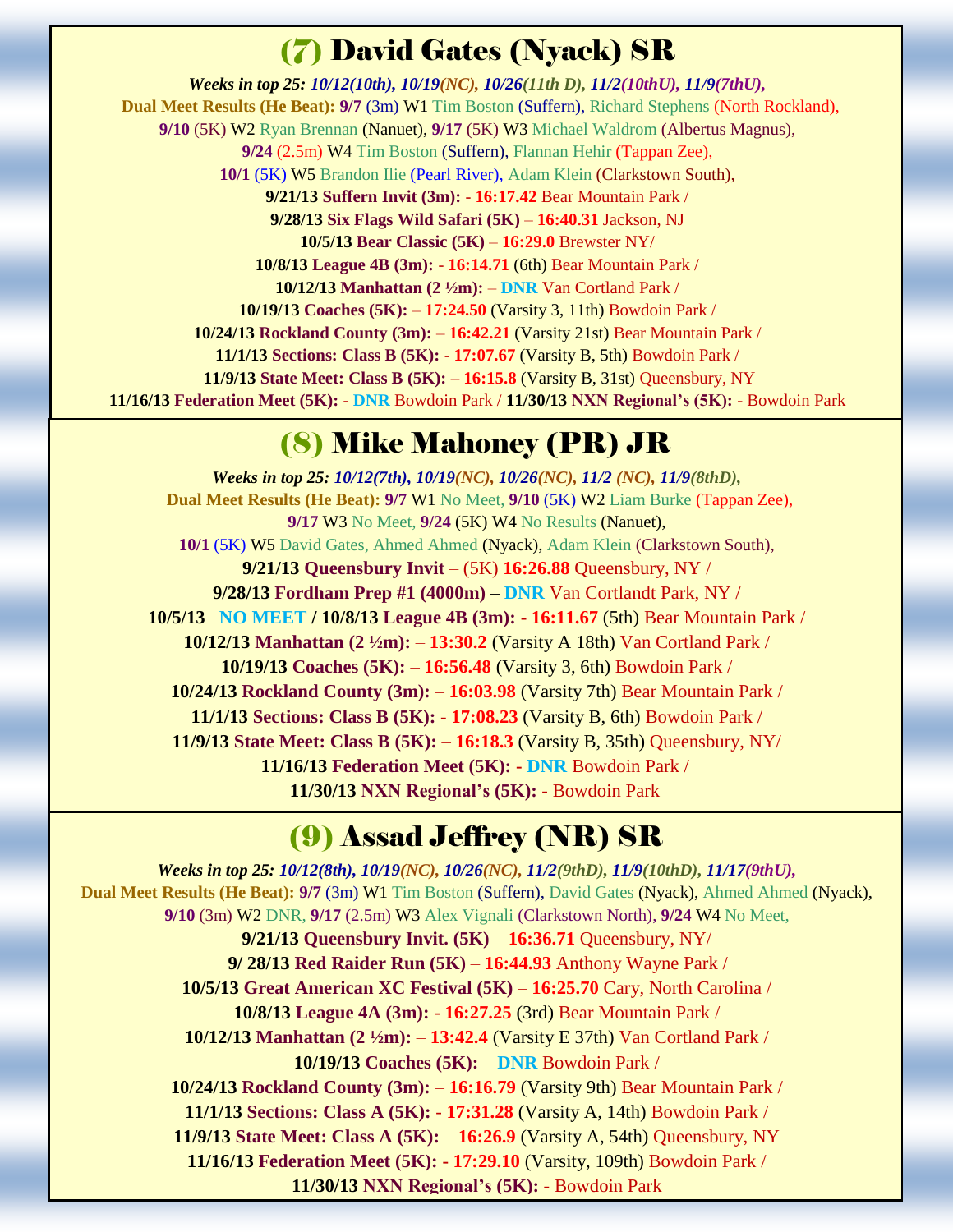## (7) David Gates (Nyack) SR

***Weeks in top 25:** 10/12(10th), 10/19(NC), 10/26(11th D), 11/2(10thU), 11/9(7thU),*

**Dual Meet Results (He Beat):** **9/7** (3m) W1 Tim Boston (Suffern), Richard Stephens (North Rockland), **9/10** (5K) W2 Ryan Brennan (Nanuet), **9/17** (5K) W3 Michael Waldrom (Albertus Magnus), **9/24** (2.5m) W4 Tim Boston (Suffern), Flannan Hehir (Tappan Zee), **10/1** (5K) W5 Brandon Ilie (Pearl River), Adam Klein (Clarkstown South),

**9/21/13 Suffern Invit (3m): - 16:17.42** Bear Mountain Park /

**9/28/13 Six Flags Wild Safari (5K)** – **16:40.31** Jackson, NJ

**10/5/13 Bear Classic (5K)** – **16:29.0** Brewster NY/

**10/8/13 League 4B (3m): - 16:14.71** (6th) Bear Mountain Park /

**10/12/13 Manhattan (2 ½m):** – **DNR** Van Cortland Park /

**10/19/13 Coaches (5K):** – **17:24.50** (Varsity 3, 11th) Bowdoin Park /

**10/24/13 Rockland County (3m):** – **16:42.21** (Varsity 21st) Bear Mountain Park /

**11/1/13 Sections: Class B (5K): - 17:07.67** (Varsity B, 5th) Bowdoin Park /

**11/9/13 State Meet: Class B (5K):** – **16:15.8** (Varsity B, 31st) Queensbury, NY

**11/16/13 Federation Meet (5K): - DNR** Bowdoin Park / **11/30/13 NXN Regional's (5K): -** Bowdoin Park

## (8) Mike Mahoney (PR) JR

***Weeks in top 25:** 10/12(7th), 10/19(NC), 10/26(NC), 11/2 (NC), 11/9(8thD),*

**Dual Meet Results (He Beat):** **9/7** W1 No Meet, **9/10** (5K) W2 Liam Burke (Tappan Zee), **9/17** W3 No Meet, **9/24** (5K) W4 No Results (Nanuet), **10/1** (5K) W5 David Gates, Ahmed Ahmed (Nyack), Adam Klein (Clarkstown South),

**9/21/13 Queensbury Invit** – (5K) **16:26.88** Queensbury, NY /

**9/28/13 Fordham Prep #1 (4000m) – DNR** Van Cortlandt Park, NY /

**10/5/13 NO MEET / 10/8/13 League 4B (3m): - 16:11.67** (5th) Bear Mountain Park /

**10/12/13 Manhattan (2 ½m):** – **13:30.2** (Varsity A 18th) Van Cortland Park /

**10/19/13 Coaches (5K):** – **16:56.48** (Varsity 3, 6th) Bowdoin Park /

**10/24/13 Rockland County (3m):** – **16:03.98** (Varsity 7th) Bear Mountain Park /

**11/1/13 Sections: Class B (5K): - 17:08.23** (Varsity B, 6th) Bowdoin Park /

**11/9/13 State Meet: Class B (5K):** – **16:18.3** (Varsity B, 35th) Queensbury, NY/

**11/16/13 Federation Meet (5K): - DNR** Bowdoin Park /

**11/30/13 NXN Regional's (5K): -** Bowdoin Park

## (9) Assad Jeffrey (NR) SR

***Weeks in top 25:** 10/12(8th), 10/19(NC), 10/26(NC), 11/2(9thD), 11/9(10thD), 11/17(9thU),*

**Dual Meet Results (He Beat):** **9/7** (3m) W1 Tim Boston (Suffern), David Gates (Nyack), Ahmed Ahmed (Nyack), **9/10** (3m) W2 DNR, **9/17** (2.5m) W3 Alex Vignali (Clarkstown North), **9/24** W4 No Meet,

**9/21/13 Queensbury Invit. (5K)** – **16:36.71** Queensbury, NY/

**9/ 28/13 Red Raider Run (5K)** – **16:44.93** Anthony Wayne Park /

**10/5/13 Great American XC Festival (5K)** – **16:25.70** Cary, North Carolina /

**10/8/13 League 4A (3m): - 16:27.25** (3rd) Bear Mountain Park /

**10/12/13 Manhattan (2 ½m):** – **13:42.4** (Varsity E 37th) Van Cortland Park /

**10/19/13 Coaches (5K):** – **DNR** Bowdoin Park /

**10/24/13 Rockland County (3m):** – **16:16.79** (Varsity 9th) Bear Mountain Park /

**11/1/13 Sections: Class A (5K): - 17:31.28** (Varsity A, 14th) Bowdoin Park /

**11/9/13 State Meet: Class A (5K):** – **16:26.9** (Varsity A, 54th) Queensbury, NY

**11/16/13 Federation Meet (5K): - 17:29.10** (Varsity, 109th) Bowdoin Park /

**11/30/13 NXN Regional's (5K): -** Bowdoin Park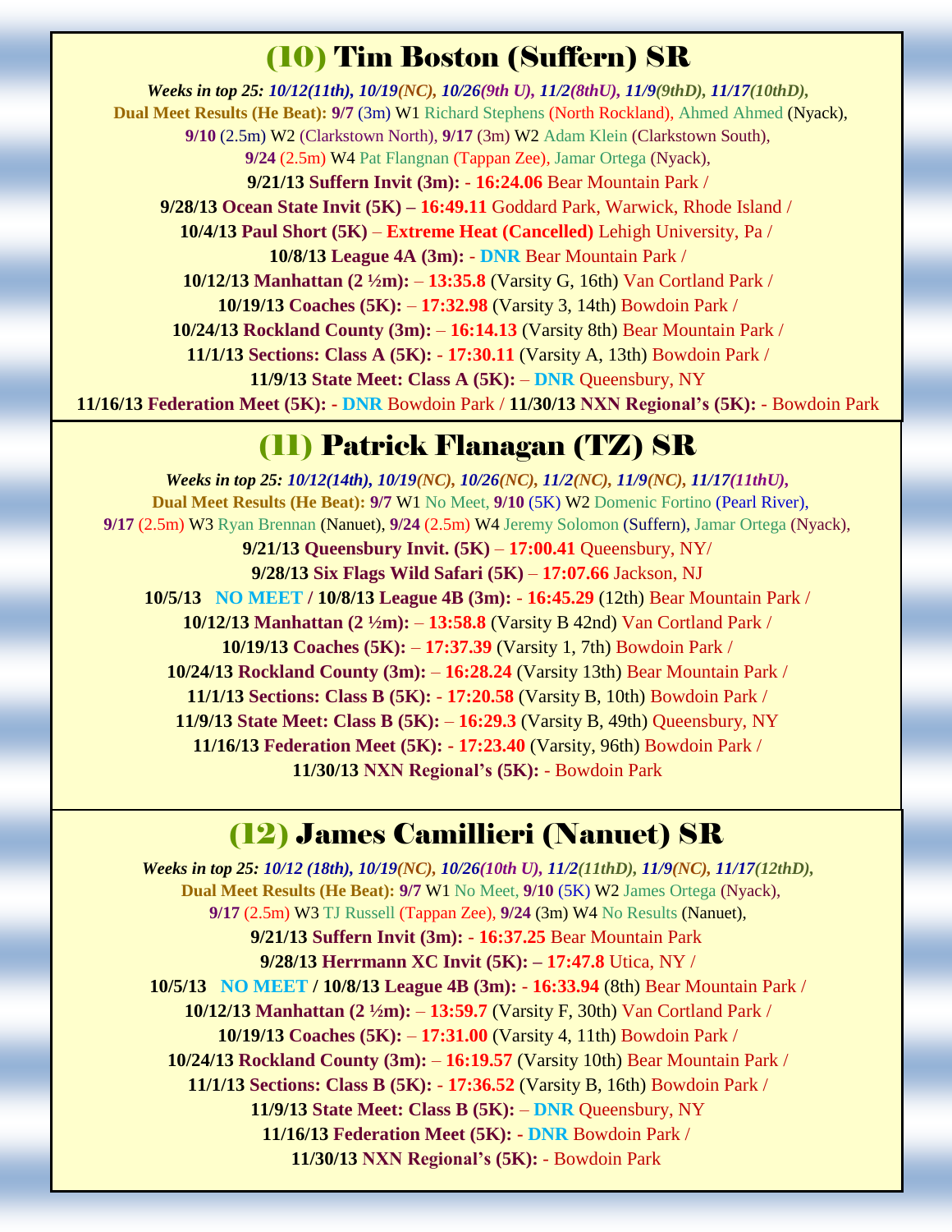## (10) Tim Boston (Suffern) SR

***Weeks in top 25:** 10/12(11th), 10/19(NC), 10/26(9th U), 11/2(8thU), 11/9(9thD), 11/17(10thD),*

**Dual Meet Results (He Beat):** **9/7** (3m) W1 Richard Stephens (North Rockland), Ahmed Ahmed (Nyack),
**9/10** (2.5m) W2 (Clarkstown North), **9/17** (3m) W2 Adam Klein (Clarkstown South),
**9/24** (2.5m) W4 Pat Flangnan (Tappan Zee), Jamar Ortega (Nyack),
**9/21/13 Suffern Invit (3m): - 16:24.06** Bear Mountain Park /
**9/28/13 Ocean State Invit (5K) – 16:49.11** Goddard Park, Warwick, Rhode Island /
**10/4/13 Paul Short (5K)** – **Extreme Heat (Cancelled)** Lehigh University, Pa /
**10/8/13 League 4A (3m):** - **DNR** Bear Mountain Park /
**10/12/13 Manhattan (2 ½m):** – **13:35.8** (Varsity G, 16th) Van Cortland Park /
**10/19/13 Coaches (5K):** – **17:32.98** (Varsity 3, 14th) Bowdoin Park /
**10/24/13 Rockland County (3m):** – **16:14.13** (Varsity 8th) Bear Mountain Park /
**11/1/13 Sections: Class A (5K): - 17:30.11** (Varsity A, 13th) Bowdoin Park /
**11/9/13 State Meet: Class A (5K):** – **DNR** Queensbury, NY
**11/16/13 Federation Meet (5K): - DNR** Bowdoin Park / **11/30/13 NXN Regional's (5K):** - Bowdoin Park

## (11) Patrick Flanagan (TZ) SR

***Weeks in top 25:** 10/12(14th), 10/19(NC), 10/26(NC), 11/2(NC), 11/9(NC), 11/17(11thU),*

**Dual Meet Results (He Beat):** **9/7** W1 No Meet, **9/10** (5K) W2 Domenic Fortino (Pearl River),
**9/17** (2.5m) W3 Ryan Brennan (Nanuet), **9/24** (2.5m) W4 Jeremy Solomon (Suffern), Jamar Ortega (Nyack),
**9/21/13 Queensbury Invit. (5K)** – **17:00.41** Queensbury, NY/
**9/28/13 Six Flags Wild Safari (5K)** – **17:07.66** Jackson, NJ
**10/5/13 NO MEET / 10/8/13 League 4B (3m): - 16:45.29** (12th) Bear Mountain Park /
**10/12/13 Manhattan (2 ½m):** – **13:58.8** (Varsity B 42nd) Van Cortland Park /
**10/19/13 Coaches (5K):** – **17:37.39** (Varsity 1, 7th) Bowdoin Park /
**10/24/13 Rockland County (3m):** – **16:28.24** (Varsity 13th) Bear Mountain Park /
**11/1/13 Sections: Class B (5K): - 17:20.58** (Varsity B, 10th) Bowdoin Park /
**11/9/13 State Meet: Class B (5K):** – **16:29.3** (Varsity B, 49th) Queensbury, NY
**11/16/13 Federation Meet (5K): - 17:23.40** (Varsity, 96th) Bowdoin Park /
**11/30/13 NXN Regional's (5K):** - Bowdoin Park

## (12) James Camillieri (Nanuet) SR

***Weeks in top 25:** 10/12 (18th), 10/19(NC), 10/26(10th U), 11/2(11thD), 11/9(NC), 11/17(12thD),*

**Dual Meet Results (He Beat):** **9/7** W1 No Meet, **9/10** (5K) W2 James Ortega (Nyack),
**9/17** (2.5m) W3 TJ Russell (Tappan Zee), **9/24** (3m) W4 No Results (Nanuet),
**9/21/13 Suffern Invit (3m): - 16:37.25** Bear Mountain Park
**9/28/13 Herrmann XC Invit (5K): – 17:47.8** Utica, NY /
**10/5/13 NO MEET / 10/8/13 League 4B (3m): - 16:33.94** (8th) Bear Mountain Park /
**10/12/13 Manhattan (2 ½m):** – **13:59.7** (Varsity F, 30th) Van Cortland Park /
**10/19/13 Coaches (5K):** – **17:31.00** (Varsity 4, 11th) Bowdoin Park /
**10/24/13 Rockland County (3m):** – **16:19.57** (Varsity 10th) Bear Mountain Park /
**11/1/13 Sections: Class B (5K): - 17:36.52** (Varsity B, 16th) Bowdoin Park /
**11/9/13 State Meet: Class B (5K):** – **DNR** Queensbury, NY
**11/16/13 Federation Meet (5K): - DNR** Bowdoin Park /
**11/30/13 NXN Regional's (5K):** - Bowdoin Park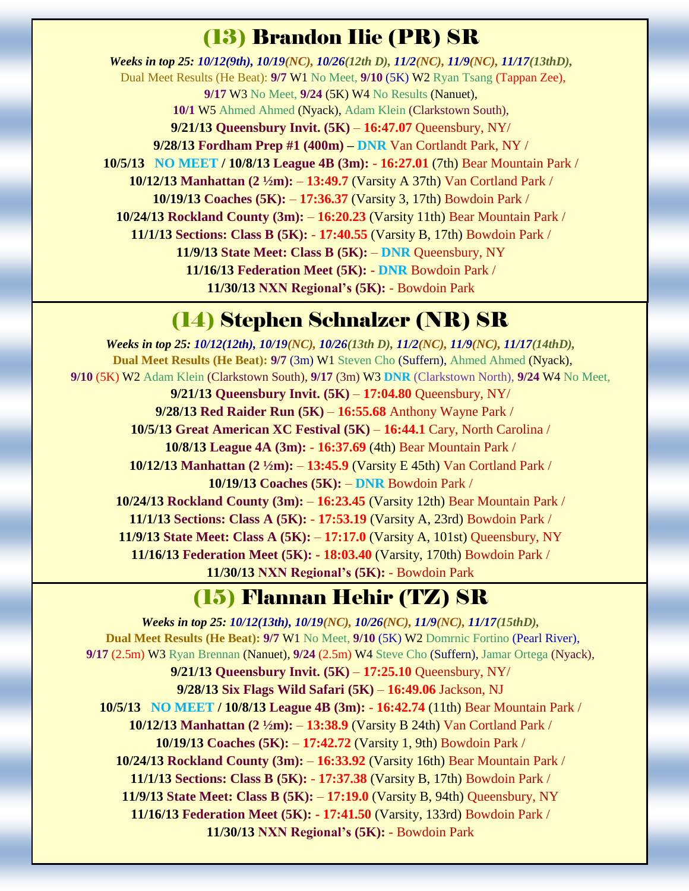## (13) Brandon Ilie (PR) SR

***Weeks in top 25:** 10/12(9th), 10/19(NC), 10/26(12th D), 11/2(NC), 11/9(NC), 11/17(13thD),*

Dual Meet Results (He Beat): **9/7** W1 No Meet, **9/10** (5K) W2 Ryan Tsang (Tappan Zee),

**9/17** W3 No Meet, **9/24** (5K) W4 No Results (Nanuet),

**10/1** W5 Ahmed Ahmed (Nyack), Adam Klein (Clarkstown South),

**9/21/13 Queensbury Invit. (5K)** – **16:47.07** Queensbury, NY/

**9/28/13 Fordham Prep #1 (400m) – DNR** Van Cortlandt Park, NY /

**10/5/13 NO MEET / 10/8/13 League 4B (3m): - 16:27.01** (7th) Bear Mountain Park /

**10/12/13 Manhattan (2 ½m):** – **13:49.7** (Varsity A 37th) Van Cortland Park /

**10/19/13 Coaches (5K):** – **17:36.37** (Varsity 3, 17th) Bowdoin Park /

**10/24/13 Rockland County (3m):** – **16:20.23** (Varsity 11th) Bear Mountain Park /

**11/1/13 Sections: Class B (5K): - 17:40.55** (Varsity B, 17th) Bowdoin Park /

**11/9/13 State Meet: Class B (5K):** – **DNR** Queensbury, NY

**11/16/13 Federation Meet (5K): - DNR** Bowdoin Park /

**11/30/13 NXN Regional's (5K):** - Bowdoin Park

## (14) Stephen Schnalzer (NR) SR

***Weeks in top 25:** 10/12(12th), 10/19(NC), 10/26(13th D), 11/2(NC), 11/9(NC), 11/17(14thD),*

**Dual Meet Results (He Beat): 9/7** (3m) W1 Steven Cho (Suffern), Ahmed Ahmed (Nyack),

**9/10** (5K) W2 Adam Klein (Clarkstown South), **9/17** (3m) W3 **DNR** (Clarkstown North), **9/24** W4 No Meet,

**9/21/13 Queensbury Invit. (5K)** – **17:04.80** Queensbury, NY/

**9/28/13 Red Raider Run (5K)** – **16:55.68** Anthony Wayne Park /

**10/5/13 Great American XC Festival (5K)** – **16:44.1** Cary, North Carolina /

**10/8/13 League 4A (3m): - 16:37.69** (4th) Bear Mountain Park /

**10/12/13 Manhattan (2 ½m):** – **13:45.9** (Varsity E 45th) Van Cortland Park /

**10/19/13 Coaches (5K):** – **DNR** Bowdoin Park /

**10/24/13 Rockland County (3m):** – **16:23.45** (Varsity 12th) Bear Mountain Park /

**11/1/13 Sections: Class A (5K): - 17:53.19** (Varsity A, 23rd) Bowdoin Park /

**11/9/13 State Meet: Class A (5K):** – **17:17.0** (Varsity A, 101st) Queensbury, NY

**11/16/13 Federation Meet (5K): - 18:03.40** (Varsity, 170th) Bowdoin Park /

**11/30/13 NXN Regional's (5K):** - Bowdoin Park

## (15) Flannan Hehir (TZ) SR

***Weeks in top 25:** 10/12(13th), 10/19(NC), 10/26(NC), 11/9(NC), 11/17(15thD),*

**Dual Meet Results (He Beat): 9/7** W1 No Meet, **9/10** (5K) W2 Domrnic Fortino (Pearl River),

**9/17** (2.5m) W3 Ryan Brennan (Nanuet), **9/24** (2.5m) W4 Steve Cho (Suffern), Jamar Ortega (Nyack),

**9/21/13 Queensbury Invit. (5K)** – **17:25.10** Queensbury, NY/

**9/28/13 Six Flags Wild Safari (5K)** – **16:49.06** Jackson, NJ

**10/5/13 NO MEET / 10/8/13 League 4B (3m): - 16:42.74** (11th) Bear Mountain Park /

**10/12/13 Manhattan (2 ½m):** – **13:38.9** (Varsity B 24th) Van Cortland Park /

**10/19/13 Coaches (5K):** – **17:42.72** (Varsity 1, 9th) Bowdoin Park /

**10/24/13 Rockland County (3m):** – **16:33.92** (Varsity 16th) Bear Mountain Park /

**11/1/13 Sections: Class B (5K): - 17:37.38** (Varsity B, 17th) Bowdoin Park /

**11/9/13 State Meet: Class B (5K):** – **17:19.0** (Varsity B, 94th) Queensbury, NY

**11/16/13 Federation Meet (5K): - 17:41.50** (Varsity, 133rd) Bowdoin Park /

**11/30/13 NXN Regional's (5K):** - Bowdoin Park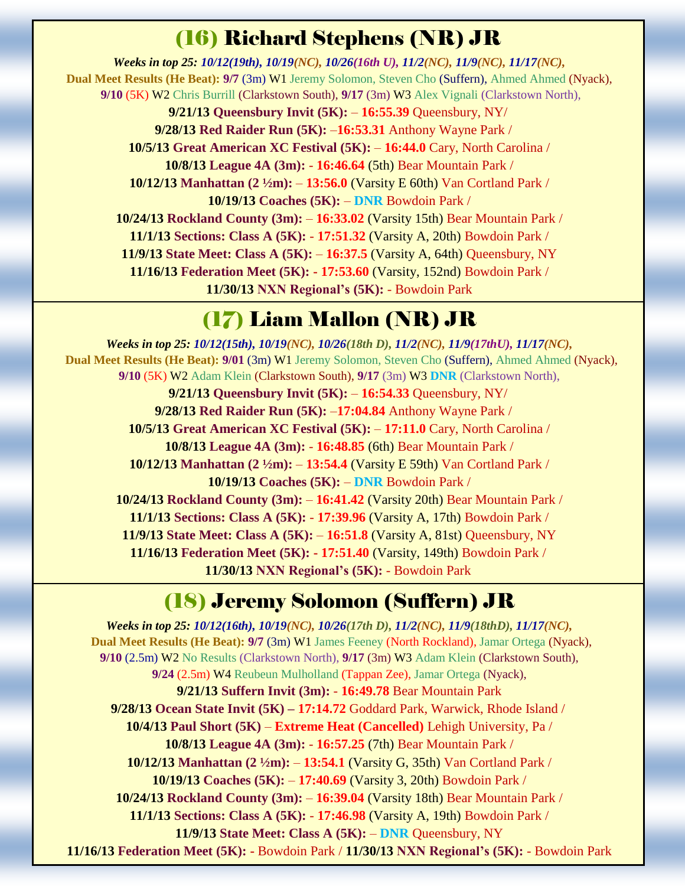## (16) Richard Stephens (NR) JR

***Weeks in top 25:*** *10/12(19th), 10/19(NC), 10/26(16th U), 11/2(NC), 11/9(NC), 11/17(NC),*

**Dual Meet Results (He Beat):** **9/7** (3m) W1 Jeremy Solomon, Steven Cho (Suffern), Ahmed Ahmed (Nyack), **9/10** (5K) W2 Chris Burrill (Clarkstown South), **9/17** (3m) W3 Alex Vignali (Clarkstown North),

**9/21/13 Queensbury Invit (5K):** – **16:55.39** Queensbury, NY/

**9/28/13 Red Raider Run (5K):** –**16:53.31** Anthony Wayne Park /

**10/5/13 Great American XC Festival (5K):** – **16:44.0** Cary, North Carolina /

**10/8/13 League 4A (3m):** - **16:46.64** (5th) Bear Mountain Park /

**10/12/13 Manhattan (2 ½m):** – **13:56.0** (Varsity E 60th) Van Cortland Park /

**10/19/13 Coaches (5K):** – **DNR** Bowdoin Park /

**10/24/13 Rockland County (3m):** – **16:33.02** (Varsity 15th) Bear Mountain Park /

**11/1/13 Sections: Class A (5K):** - **17:51.32** (Varsity A, 20th) Bowdoin Park /

**11/9/13 State Meet: Class A (5K):** – **16:37.5** (Varsity A, 64th) Queensbury, NY

**11/16/13 Federation Meet (5K):** - **17:53.60** (Varsity, 152nd) Bowdoin Park /

**11/30/13 NXN Regional's (5K):** - Bowdoin Park

## (17) Liam Mallon (NR) JR

***Weeks in top 25:*** *10/12(15th), 10/19(NC), 10/26(18th D), 11/2(NC), 11/9(17thU), 11/17(NC),*

**Dual Meet Results (He Beat):** **9/01** (3m) W1 Jeremy Solomon, Steven Cho (Suffern), Ahmed Ahmed (Nyack), **9/10** (5K) W2 Adam Klein (Clarkstown South), **9/17** (3m) W3 **DNR** (Clarkstown North),

**9/21/13 Queensbury Invit (5K):** – **16:54.33** Queensbury, NY/

**9/28/13 Red Raider Run (5K):** –**17:04.84** Anthony Wayne Park /

**10/5/13 Great American XC Festival (5K):** – **17:11.0** Cary, North Carolina /

**10/8/13 League 4A (3m):** - **16:48.85** (6th) Bear Mountain Park /

**10/12/13 Manhattan (2 ½m):** – **13:54.4** (Varsity E 59th) Van Cortland Park /

**10/19/13 Coaches (5K):** – **DNR** Bowdoin Park /

**10/24/13 Rockland County (3m):** – **16:41.42** (Varsity 20th) Bear Mountain Park /

**11/1/13 Sections: Class A (5K):** - **17:39.96** (Varsity A, 17th) Bowdoin Park /

**11/9/13 State Meet: Class A (5K):** – **16:51.8** (Varsity A, 81st) Queensbury, NY

**11/16/13 Federation Meet (5K):** - **17:51.40** (Varsity, 149th) Bowdoin Park /

**11/30/13 NXN Regional's (5K):** - Bowdoin Park

## (18) Jeremy Solomon (Suffern) JR

***Weeks in top 25:*** *10/12(16th), 10/19(NC), 10/26(17th D), 11/2(NC), 11/9(18thD), 11/17(NC),*

**Dual Meet Results (He Beat):** **9/7** (3m) W1 James Feeney (North Rockland), Jamar Ortega (Nyack), **9/10** (2.5m) W2 No Results (Clarkstown North), **9/17** (3m) W3 Adam Klein (Clarkstown South), **9/24** (2.5m) W4 Reubeun Mulholland (Tappan Zee), Jamar Ortega (Nyack),

**9/21/13 Suffern Invit (3m):** - **16:49.78** Bear Mountain Park

**9/28/13 Ocean State Invit (5K) – 17:14.72** Goddard Park, Warwick, Rhode Island /

**10/4/13 Paul Short (5K)** – **Extreme Heat (Cancelled)** Lehigh University, Pa /

**10/8/13 League 4A (3m):** - **16:57.25** (7th) Bear Mountain Park /

**10/12/13 Manhattan (2 ½m):** – **13:54.1** (Varsity G, 35th) Van Cortland Park /

**10/19/13 Coaches (5K):** – **17:40.69** (Varsity 3, 20th) Bowdoin Park /

**10/24/13 Rockland County (3m):** – **16:39.04** (Varsity 18th) Bear Mountain Park /

**11/1/13 Sections: Class A (5K):** - **17:46.98** (Varsity A, 19th) Bowdoin Park /

**11/9/13 State Meet: Class A (5K):** – **DNR** Queensbury, NY

**11/16/13 Federation Meet (5K):** - Bowdoin Park / **11/30/13 NXN Regional's (5K):** - Bowdoin Park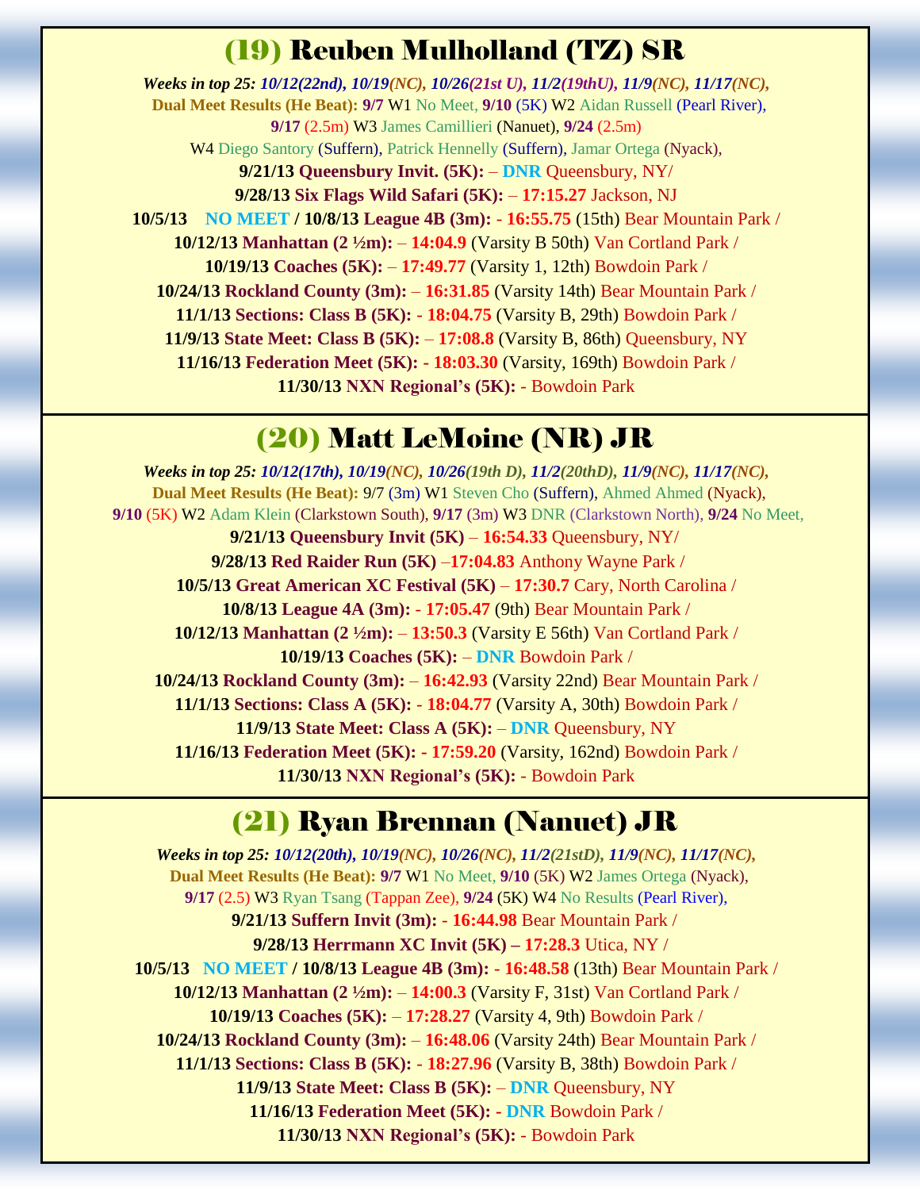## (19) Reuben Mulholland (TZ) SR

***Weeks in top 25:** 10/12(22nd), 10/19(NC), 10/26(21st U), 11/2(19thU), 11/9(NC), 11/17(NC),*

**Dual Meet Results (He Beat):** **9/7** W1 No Meet, **9/10** (5K) W2 Aidan Russell (Pearl River), **9/17** (2.5m) W3 James Camillieri (Nanuet), **9/24** (2.5m) W4 Diego Santory (Suffern), Patrick Hennelly (Suffern), Jamar Ortega (Nyack),

**9/21/13 Queensbury Invit. (5K):** – **DNR** Queensbury, NY/

**9/28/13 Six Flags Wild Safari (5K):** – **17:15.27** Jackson, NJ

**10/5/13 NO MEET** / **10/8/13 League 4B (3m):** - **16:55.75** (15th) Bear Mountain Park /

**10/12/13 Manhattan (2 ½m):** – **14:04.9** (Varsity B 50th) Van Cortland Park /

**10/19/13 Coaches (5K):** – **17:49.77** (Varsity 1, 12th) Bowdoin Park /

**10/24/13 Rockland County (3m):** – **16:31.85** (Varsity 14th) Bear Mountain Park /

**11/1/13 Sections: Class B (5K):** - **18:04.75** (Varsity B, 29th) Bowdoin Park /

**11/9/13 State Meet: Class B (5K):** – **17:08.8** (Varsity B, 86th) Queensbury, NY

**11/16/13 Federation Meet (5K):** - **18:03.30** (Varsity, 169th) Bowdoin Park /

**11/30/13 NXN Regional's (5K):** - Bowdoin Park

## (20) Matt LeMoine (NR) JR

***Weeks in top 25:** 10/12(17th), 10/19(NC), 10/26(19th D), 11/2(20thD), 11/9(NC), 11/17(NC),*

**Dual Meet Results (He Beat):** 9/7 (3m) W1 Steven Cho (Suffern), Ahmed Ahmed (Nyack), **9/10** (5K) W2 Adam Klein (Clarkstown South), **9/17** (3m) W3 DNR (Clarkstown North), **9/24** No Meet,

**9/21/13 Queensbury Invit (5K)** – **16:54.33** Queensbury, NY/

**9/28/13 Red Raider Run (5K)** –**17:04.83** Anthony Wayne Park /

**10/5/13 Great American XC Festival (5K)** – **17:30.7** Cary, North Carolina /

**10/8/13 League 4A (3m):** - **17:05.47** (9th) Bear Mountain Park /

**10/12/13 Manhattan (2 ½m):** – **13:50.3** (Varsity E 56th) Van Cortland Park /

**10/19/13 Coaches (5K):** – **DNR** Bowdoin Park /

**10/24/13 Rockland County (3m):** – **16:42.93** (Varsity 22nd) Bear Mountain Park /

**11/1/13 Sections: Class A (5K):** - **18:04.77** (Varsity A, 30th) Bowdoin Park /

**11/9/13 State Meet: Class A (5K):** – **DNR** Queensbury, NY

**11/16/13 Federation Meet (5K):** - **17:59.20** (Varsity, 162nd) Bowdoin Park /

**11/30/13 NXN Regional's (5K):** - Bowdoin Park

## (21) Ryan Brennan (Nanuet) JR

***Weeks in top 25:** 10/12(20th), 10/19(NC), 10/26(NC), 11/2(21stD), 11/9(NC), 11/17(NC),*

**Dual Meet Results (He Beat):** **9/7** W1 No Meet, **9/10** (5K) W2 James Ortega (Nyack), **9/17** (2.5) W3 Ryan Tsang (Tappan Zee), **9/24** (5K) W4 No Results (Pearl River),

**9/21/13 Suffern Invit (3m):** - **16:44.98** Bear Mountain Park /

**9/28/13 Herrmann XC Invit (5K)** – **17:28.3** Utica, NY /

**10/5/13 NO MEET** / **10/8/13 League 4B (3m):** - **16:48.58** (13th) Bear Mountain Park /

**10/12/13 Manhattan (2 ½m):** – **14:00.3** (Varsity F, 31st) Van Cortland Park /

**10/19/13 Coaches (5K):** – **17:28.27** (Varsity 4, 9th) Bowdoin Park /

**10/24/13 Rockland County (3m):** – **16:48.06** (Varsity 24th) Bear Mountain Park /

**11/1/13 Sections: Class B (5K):** - **18:27.96** (Varsity B, 38th) Bowdoin Park /

**11/9/13 State Meet: Class B (5K):** – **DNR** Queensbury, NY

**11/16/13 Federation Meet (5K):** - **DNR** Bowdoin Park /

**11/30/13 NXN Regional's (5K):** - Bowdoin Park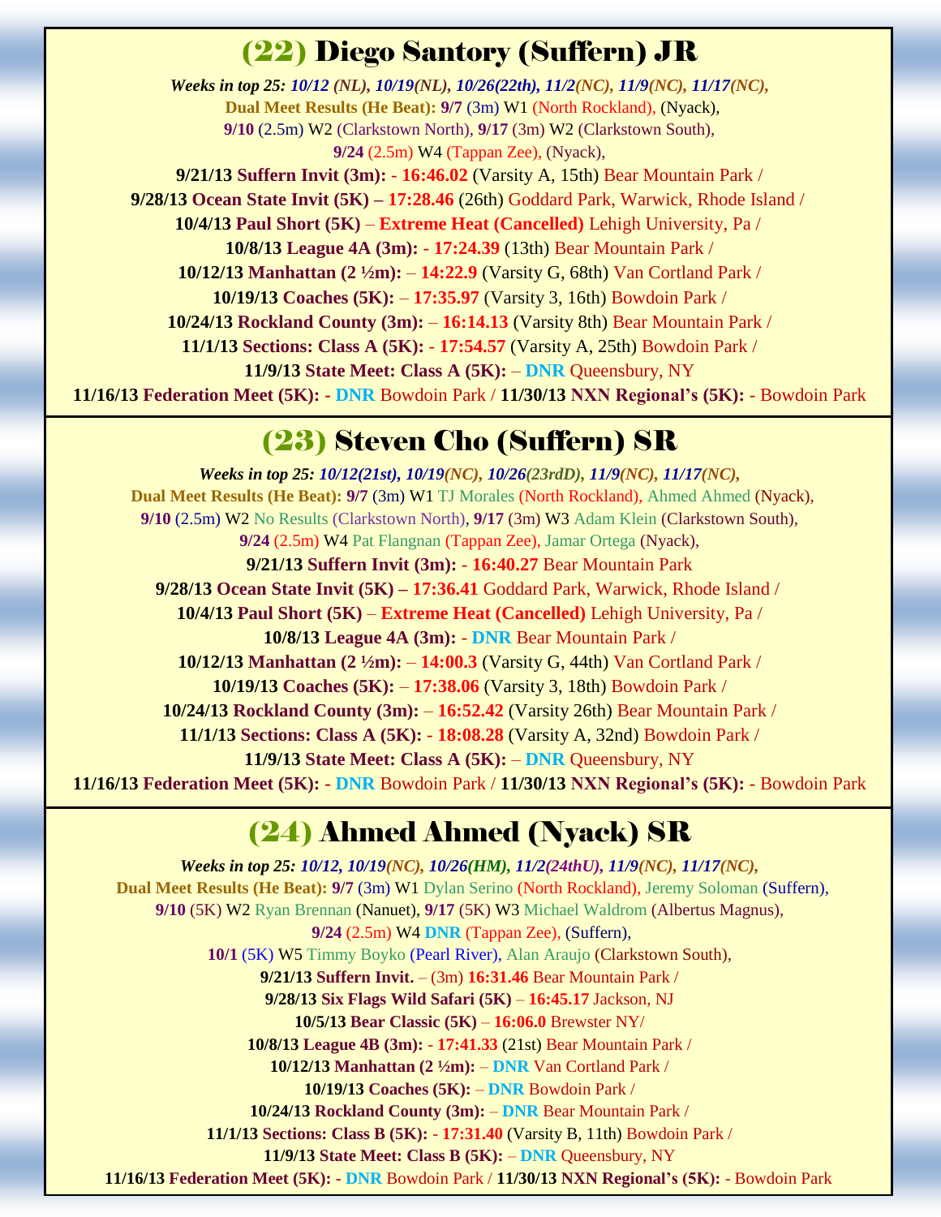## (22) Diego Santory (Suffern) JR

***Weeks in top 25: 10/12 (NL), 10/19(NL), 10/26(22th), 11/2(NC), 11/9(NC), 11/17(NC),***

**Dual Meet Results (He Beat): 9/7** (3m) W1 (North Rockland), (Nyack),

**9/10** (2.5m) W2 (Clarkstown North), **9/17** (3m) W2 (Clarkstown South),

**9/24** (2.5m) W4 (Tappan Zee), (Nyack),

**9/21/13 Suffern Invit (3m): - 16:46.02** (Varsity A, 15th) Bear Mountain Park /

**9/28/13 Ocean State Invit (5K) – 17:28.46** (26th) Goddard Park, Warwick, Rhode Island /

**10/4/13 Paul Short (5K)** – **Extreme Heat (Cancelled)** Lehigh University, Pa /

**10/8/13 League 4A (3m): - 17:24.39** (13th) Bear Mountain Park /

**10/12/13 Manhattan (2 ½m):** – **14:22.9** (Varsity G, 68th) Van Cortland Park /

**10/19/13 Coaches (5K):** – **17:35.97** (Varsity 3, 16th) Bowdoin Park /

**10/24/13 Rockland County (3m):** – **16:14.13** (Varsity 8th) Bear Mountain Park /

**11/1/13 Sections: Class A (5K): - 17:54.57** (Varsity A, 25th) Bowdoin Park /

**11/9/13 State Meet: Class A (5K):** – **DNR** Queensbury, NY

**11/16/13 Federation Meet (5K): - DNR** Bowdoin Park / **11/30/13 NXN Regional's (5K):** - Bowdoin Park

## (23) Steven Cho (Suffern) SR

***Weeks in top 25: 10/12(21st), 10/19(NC), 10/26(23rdD), 11/9(NC), 11/17(NC),***

**Dual Meet Results (He Beat): 9/7** (3m) W1 TJ Morales (North Rockland), Ahmed Ahmed (Nyack),

**9/10** (2.5m) W2 No Results (Clarkstown North), **9/17** (3m) W3 Adam Klein (Clarkstown South),

**9/24** (2.5m) W4 Pat Flangnan (Tappan Zee), Jamar Ortega (Nyack),

**9/21/13 Suffern Invit (3m): - 16:40.27** Bear Mountain Park

**9/28/13 Ocean State Invit (5K) – 17:36.41** Goddard Park, Warwick, Rhode Island /

**10/4/13 Paul Short (5K)** – **Extreme Heat (Cancelled)** Lehigh University, Pa /

**10/8/13 League 4A (3m): - DNR** Bear Mountain Park /

**10/12/13 Manhattan (2 ½m):** – **14:00.3** (Varsity G, 44th) Van Cortland Park /

**10/19/13 Coaches (5K):** – **17:38.06** (Varsity 3, 18th) Bowdoin Park /

**10/24/13 Rockland County (3m):** – **16:52.42** (Varsity 26th) Bear Mountain Park /

**11/1/13 Sections: Class A (5K): - 18:08.28** (Varsity A, 32nd) Bowdoin Park /

**11/9/13 State Meet: Class A (5K):** – **DNR** Queensbury, NY

**11/16/13 Federation Meet (5K): - DNR** Bowdoin Park / **11/30/13 NXN Regional's (5K):** - Bowdoin Park

## (24) Ahmed Ahmed (Nyack) SR

***Weeks in top 25: 10/12, 10/19(NC), 10/26(HM), 11/2(24thU), 11/9(NC), 11/17(NC),***

**Dual Meet Results (He Beat): 9/7** (3m) W1 Dylan Serino (North Rockland), Jeremy Soloman (Suffern),

**9/10** (5K) W2 Ryan Brennan (Nanuet), **9/17** (5K) W3 Michael Waldrom (Albertus Magnus),

**9/24** (2.5m) W4 **DNR** (Tappan Zee), (Suffern),

**10/1** (5K) W5 Timmy Boyko (Pearl River), Alan Araujo (Clarkstown South),

**9/21/13 Suffern Invit.** – (3m) **16:31.46** Bear Mountain Park /

**9/28/13 Six Flags Wild Safari (5K)** – **16:45.17** Jackson, NJ

**10/5/13 Bear Classic (5K)** – **16:06.0** Brewster NY/

**10/8/13 League 4B (3m): - 17:41.33** (21st) Bear Mountain Park /

**10/12/13 Manhattan (2 ½m):** – **DNR** Van Cortland Park /

**10/19/13 Coaches (5K):** – **DNR** Bowdoin Park /

**10/24/13 Rockland County (3m):** – **DNR** Bear Mountain Park /

**11/1/13 Sections: Class B (5K): - 17:31.40** (Varsity B, 11th) Bowdoin Park /

**11/9/13 State Meet: Class B (5K):** – **DNR** Queensbury, NY

**11/16/13 Federation Meet (5K): - DNR** Bowdoin Park / **11/30/13 NXN Regional's (5K):** - Bowdoin Park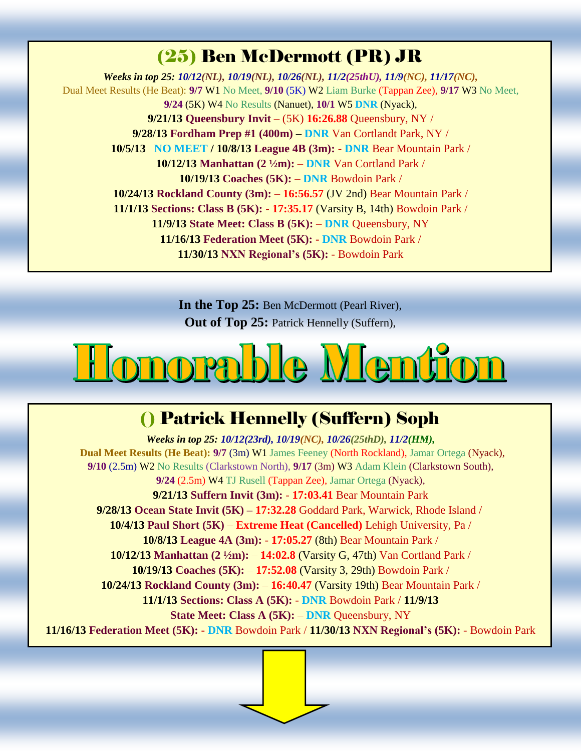## (25) Ben McDermott (PR) JR

***Weeks in top 25:** 10/12(NL), 10/19(NL), 10/26(NL), 11/2(25thU), 11/9(NC), 11/17(NC),*

Dual Meet Results (He Beat): **9/7** W1 No Meet, **9/10** (5K) W2 Liam Burke (Tappan Zee), **9/17** W3 No Meet, **9/24** (5K) W4 No Results (Nanuet), **10/1** W5 **DNR** (Nyack),

**9/21/13 Queensbury Invit** – (5K) **16:26.88** Queensbury, NY /

**9/28/13 Fordham Prep #1 (400m) – DNR** Van Cortlandt Park, NY /

**10/5/13 NO MEET** / **10/8/13 League 4B (3m): - DNR** Bear Mountain Park /

**10/12/13 Manhattan (2 ½m):** – **DNR** Van Cortland Park /

**10/19/13 Coaches (5K):** – **DNR** Bowdoin Park /

**10/24/13 Rockland County (3m):** – **16:56.57** (JV 2nd) Bear Mountain Park /

**11/1/13 Sections: Class B (5K):** - **17:35.17** (Varsity B, 14th) Bowdoin Park /

**11/9/13 State Meet: Class B (5K):** – **DNR** Queensbury, NY

**11/16/13 Federation Meet (5K): - DNR** Bowdoin Park /

**11/30/13 NXN Regional's (5K):** - Bowdoin Park

**In the Top 25:** Ben McDermott (Pearl River),
**Out of Top 25:** Patrick Hennelly (Suffern),

# Honorable Mention

## () Patrick Hennelly (Suffern) Soph

***Weeks in top 25:** 10/12(23rd), 10/19(NC), 10/26(25thD), 11/2(HM),*

**Dual Meet Results (He Beat): 9/7** (3m) W1 James Feeney (North Rockland), Jamar Ortega (Nyack), **9/10** (2.5m) W2 No Results (Clarkstown North), **9/17** (3m) W3 Adam Klein (Clarkstown South), **9/24** (2.5m) W4 TJ Rusell (Tappan Zee), Jamar Ortega (Nyack),

**9/21/13 Suffern Invit (3m):** - **17:03.41** Bear Mountain Park

**9/28/13 Ocean State Invit (5K) – 17:32.28** Goddard Park, Warwick, Rhode Island /

**10/4/13 Paul Short (5K)** – **Extreme Heat (Cancelled)** Lehigh University, Pa /

**10/8/13 League 4A (3m):** - **17:05.27** (8th) Bear Mountain Park /

**10/12/13 Manhattan (2 ½m):** – **14:02.8** (Varsity G, 47th) Van Cortland Park /

**10/19/13 Coaches (5K):** – **17:52.08** (Varsity 3, 29th) Bowdoin Park /

**10/24/13 Rockland County (3m):** – **16:40.47** (Varsity 19th) Bear Mountain Park /

**11/1/13 Sections: Class A (5K):** - **DNR** Bowdoin Park / **11/9/13 State Meet: Class A (5K):** – **DNR** Queensbury, NY

**11/16/13 Federation Meet (5K): - DNR** Bowdoin Park / **11/30/13 NXN Regional's (5K):** - Bowdoin Park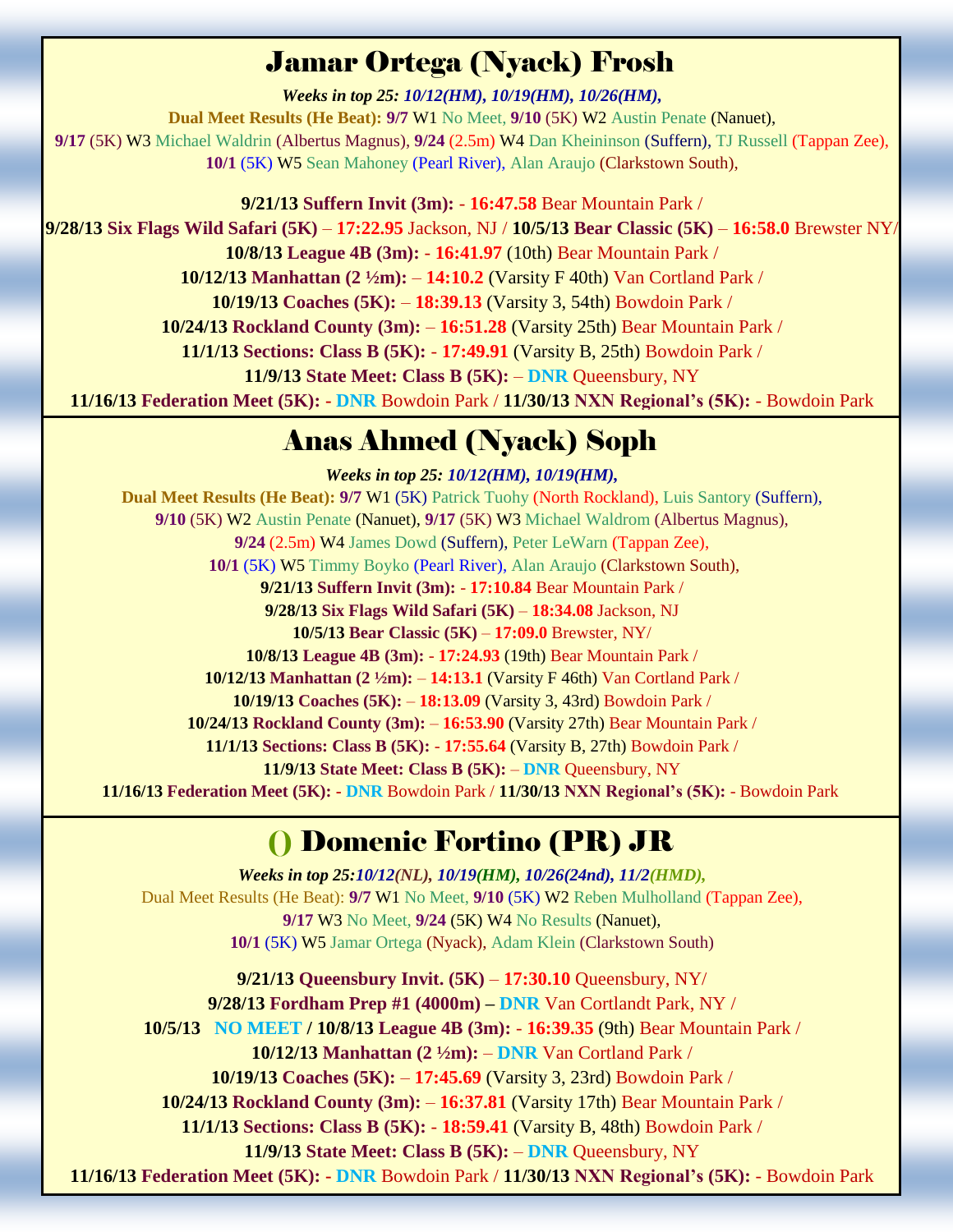# Jamar Ortega (Nyack) Frosh

***Weeks in top 25:*** ***10/12(HM), 10/19(HM), 10/26(HM),***

**Dual Meet Results (He Beat):** **9/7** W1 No Meet, **9/10** (5K) W2 Austin Penate (Nanuet), **9/17** (5K) W3 Michael Waldrin (Albertus Magnus), **9/24** (2.5m) W4 Dan Kheininson (Suffern), TJ Russell (Tappan Zee), **10/1** (5K) W5 Sean Mahoney (Pearl River), Alan Araujo (Clarkstown South),

**9/21/13 Suffern Invit (3m):** - **16:47.58** Bear Mountain Park /
**9/28/13 Six Flags Wild Safari (5K)** – **17:22.95** Jackson, NJ / **10/5/13 Bear Classic (5K)** – **16:58.0** Brewster NY/
**10/8/13 League 4B (3m):** - **16:41.97** (10th) Bear Mountain Park /
**10/12/13 Manhattan (2 ½m):** – **14:10.2** (Varsity F 40th) Van Cortland Park /
**10/19/13 Coaches (5K):** – **18:39.13** (Varsity 3, 54th) Bowdoin Park /
**10/24/13 Rockland County (3m):** – **16:51.28** (Varsity 25th) Bear Mountain Park /
**11/1/13 Sections: Class B (5K):** - **17:49.91** (Varsity B, 25th) Bowdoin Park /
**11/9/13 State Meet: Class B (5K):** – **DNR** Queensbury, NY
**11/16/13 Federation Meet (5K):** - **DNR** Bowdoin Park / **11/30/13 NXN Regional's (5K):** - Bowdoin Park

# Anas Ahmed (Nyack) Soph

***Weeks in top 25:*** ***10/12(HM), 10/19(HM),***

**Dual Meet Results (He Beat):** **9/7** W1 (5K) Patrick Tuohy (North Rockland), Luis Santory (Suffern), **9/10** (5K) W2 Austin Penate (Nanuet), **9/17** (5K) W3 Michael Waldrom (Albertus Magnus), **9/24** (2.5m) W4 James Dowd (Suffern), Peter LeWarn (Tappan Zee), **10/1** (5K) W5 Timmy Boyko (Pearl River), Alan Araujo (Clarkstown South),

**9/21/13 Suffern Invit (3m):** - **17:10.84** Bear Mountain Park /
**9/28/13 Six Flags Wild Safari (5K)** – **18:34.08** Jackson, NJ
**10/5/13 Bear Classic (5K)** – **17:09.0** Brewster, NY/
**10/8/13 League 4B (3m):** - **17:24.93** (19th) Bear Mountain Park /
**10/12/13 Manhattan (2 ½m):** – **14:13.1** (Varsity F 46th) Van Cortland Park /
**10/19/13 Coaches (5K):** – **18:13.09** (Varsity 3, 43rd) Bowdoin Park /
**10/24/13 Rockland County (3m):** – **16:53.90** (Varsity 27th) Bear Mountain Park /
**11/1/13 Sections: Class B (5K):** - **17:55.64** (Varsity B, 27th) Bowdoin Park /
**11/9/13 State Meet: Class B (5K):** – **DNR** Queensbury, NY
**11/16/13 Federation Meet (5K):** - **DNR** Bowdoin Park / **11/30/13 NXN Regional's (5K):** - Bowdoin Park

# () Domenic Fortino (PR) JR

***Weeks in top 25:10/12(NL), 10/19(HM), 10/26(24nd), 11/2(HMD),***

Dual Meet Results (He Beat): **9/7** W1 No Meet, **9/10** (5K) W2 Reben Mulholland (Tappan Zee), **9/17** W3 No Meet, **9/24** (5K) W4 No Results (Nanuet), **10/1** (5K) W5 Jamar Ortega (Nyack), Adam Klein (Clarkstown South)

**9/21/13 Queensbury Invit. (5K)** – **17:30.10** Queensbury, NY/
**9/28/13 Fordham Prep #1 (4000m) – DNR** Van Cortlandt Park, NY /
**10/5/13 NO MEET** / **10/8/13 League 4B (3m):** - **16:39.35** (9th) Bear Mountain Park /
**10/12/13 Manhattan (2 ½m):** – **DNR** Van Cortland Park /
**10/19/13 Coaches (5K):** – **17:45.69** (Varsity 3, 23rd) Bowdoin Park /
**10/24/13 Rockland County (3m):** – **16:37.81** (Varsity 17th) Bear Mountain Park /
**11/1/13 Sections: Class B (5K):** - **18:59.41** (Varsity B, 48th) Bowdoin Park /
**11/9/13 State Meet: Class B (5K):** – **DNR** Queensbury, NY
**11/16/13 Federation Meet (5K):** - **DNR** Bowdoin Park / **11/30/13 NXN Regional's (5K):** - Bowdoin Park